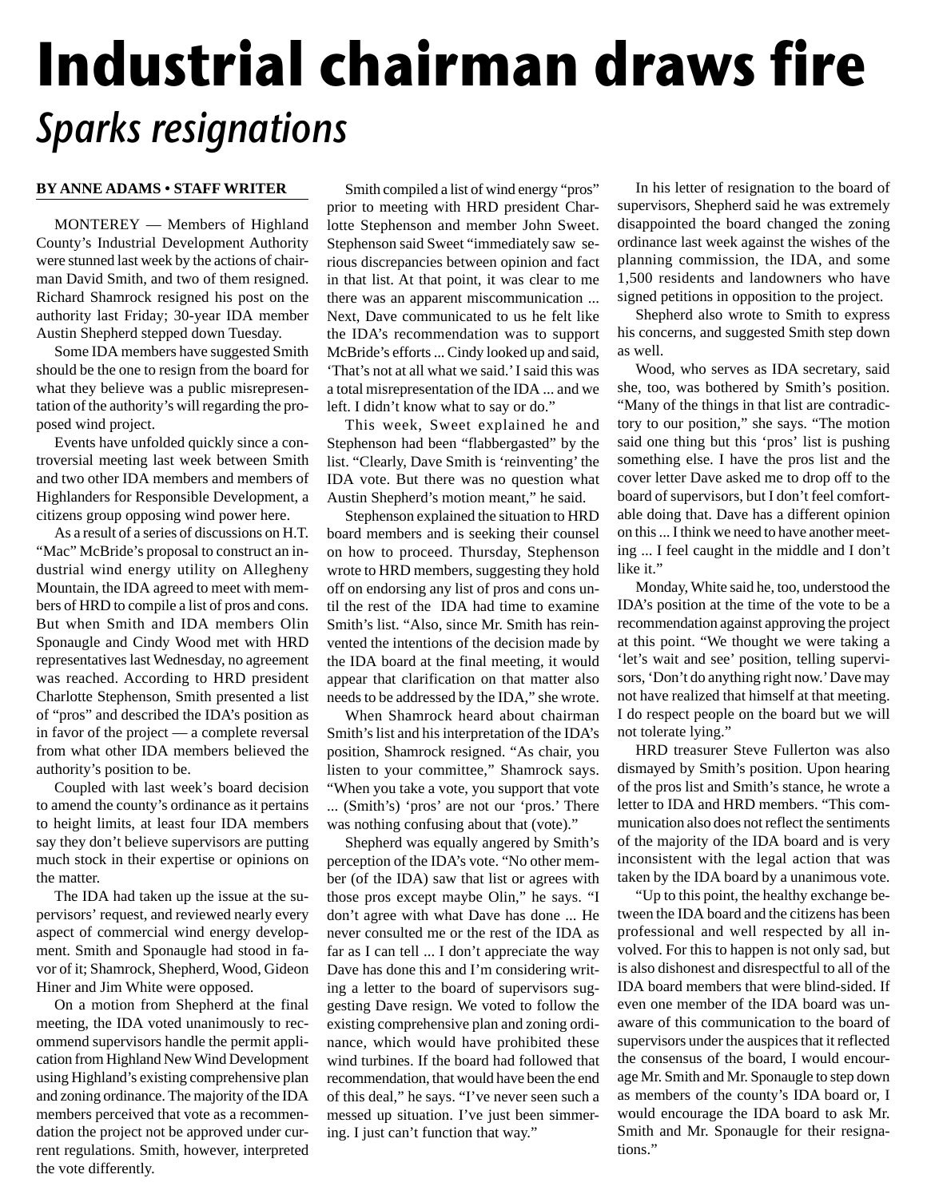# Industrial chairman draws fire

## *Sparks resignations*

**BY ANNE ADAMS • STAFF WRITER**

MONTEREY — Members of Highland County's Industrial Development Authority were stunned last week by the actions of chairman David Smith, and two of them resigned. Richard Shamrock resigned his post on the authority last Friday; 30-year IDA member Austin Shepherd stepped down Tuesday.

Some IDA members have suggested Smith should be the one to resign from the board for what they believe was a public misrepresentation of the authority's will regarding the proposed wind project.

Events have unfolded quickly since a controversial meeting last week between Smith and two other IDA members and members of Highlanders for Responsible Development, a citizens group opposing wind power here.

As a result of a series of discussions on H.T. "Mac" McBride's proposal to construct an industrial wind energy utility on Allegheny Mountain, the IDA agreed to meet with members of HRD to compile a list of pros and cons. But when Smith and IDA members Olin Sponaugle and Cindy Wood met with HRD representatives last Wednesday, no agreement was reached. According to HRD president Charlotte Stephenson, Smith presented a list of "pros" and described the IDA's position as in favor of the project — a complete reversal from what other IDA members believed the authority's position to be.

Coupled with last week's board decision to amend the county's ordinance as it pertains to height limits, at least four IDA members say they don't believe supervisors are putting much stock in their expertise or opinions on the matter.

The IDA had taken up the issue at the supervisors' request, and reviewed nearly every aspect of commercial wind energy development. Smith and Sponaugle had stood in favor of it; Shamrock, Shepherd, Wood, Gideon Hiner and Jim White were opposed.

On a motion from Shepherd at the final meeting, the IDA voted unanimously to recommend supervisors handle the permit application from Highland New Wind Development using Highland's existing comprehensive plan and zoning ordinance. The majority of the IDA members perceived that vote as a recommendation the project not be approved under current regulations. Smith, however, interpreted the vote differently.

Smith compiled a list of wind energy "pros" prior to meeting with HRD president Charlotte Stephenson and member John Sweet. Stephenson said Sweet "immediately saw serious discrepancies between opinion and fact in that list. At that point, it was clear to me there was an apparent miscommunication ... Next, Dave communicated to us he felt like the IDA's recommendation was to support McBride's efforts ... Cindy looked up and said, 'That's not at all what we said.' I said this was a total misrepresentation of the IDA ... and we left. I didn't know what to say or do."

This week, Sweet explained he and Stephenson had been "flabbergasted" by the list. "Clearly, Dave Smith is 'reinventing' the IDA vote. But there was no question what Austin Shepherd's motion meant," he said.

Stephenson explained the situation to HRD board members and is seeking their counsel on how to proceed. Thursday, Stephenson wrote to HRD members, suggesting they hold off on endorsing any list of pros and cons until the rest of the IDA had time to examine Smith's list. "Also, since Mr. Smith has reinvented the intentions of the decision made by the IDA board at the final meeting, it would appear that clarification on that matter also needs to be addressed by the IDA," she wrote.

When Shamrock heard about chairman Smith's list and his interpretation of the IDA's position, Shamrock resigned. "As chair, you listen to your committee," Shamrock says. "When you take a vote, you support that vote ... (Smith's) 'pros' are not our 'pros.' There was nothing confusing about that (vote)."

Shepherd was equally angered by Smith's perception of the IDA's vote. "No other member (of the IDA) saw that list or agrees with those pros except maybe Olin," he says. "I don't agree with what Dave has done ... He never consulted me or the rest of the IDA as far as I can tell ... I don't appreciate the way Dave has done this and I'm considering writing a letter to the board of supervisors suggesting Dave resign. We voted to follow the existing comprehensive plan and zoning ordinance, which would have prohibited these wind turbines. If the board had followed that recommendation, that would have been the end of this deal," he says. "I've never seen such a messed up situation. I've just been simmering. I just can't function that way."

In his letter of resignation to the board of supervisors, Shepherd said he was extremely disappointed the board changed the zoning ordinance last week against the wishes of the planning commission, the IDA, and some 1,500 residents and landowners who have signed petitions in opposition to the project.

Shepherd also wrote to Smith to express his concerns, and suggested Smith step down as well.

Wood, who serves as IDA secretary, said she, too, was bothered by Smith's position. "Many of the things in that list are contradictory to our position," she says. "The motion said one thing but this 'pros' list is pushing something else. I have the pros list and the cover letter Dave asked me to drop off to the board of supervisors, but I don't feel comfortable doing that. Dave has a different opinion on this ... I think we need to have another meeting ... I feel caught in the middle and I don't like it."

Monday, White said he, too, understood the IDA's position at the time of the vote to be a recommendation against approving the project at this point. "We thought we were taking a 'let's wait and see' position, telling supervisors, 'Don't do anything right now.' Dave may not have realized that himself at that meeting. I do respect people on the board but we will not tolerate lying."

HRD treasurer Steve Fullerton was also dismayed by Smith's position. Upon hearing of the pros list and Smith's stance, he wrote a letter to IDA and HRD members. "This communication also does not reflect the sentiments of the majority of the IDA board and is very inconsistent with the legal action that was taken by the IDA board by a unanimous vote.

"Up to this point, the healthy exchange between the IDA board and the citizens has been professional and well respected by all involved. For this to happen is not only sad, but is also dishonest and disrespectful to all of the IDA board members that were blind-sided. If even one member of the IDA board was unaware of this communication to the board of supervisors under the auspices that it reflected the consensus of the board, I would encourage Mr. Smith and Mr. Sponaugle to step down as members of the county's IDA board or, I would encourage the IDA board to ask Mr. Smith and Mr. Sponaugle for their resignations."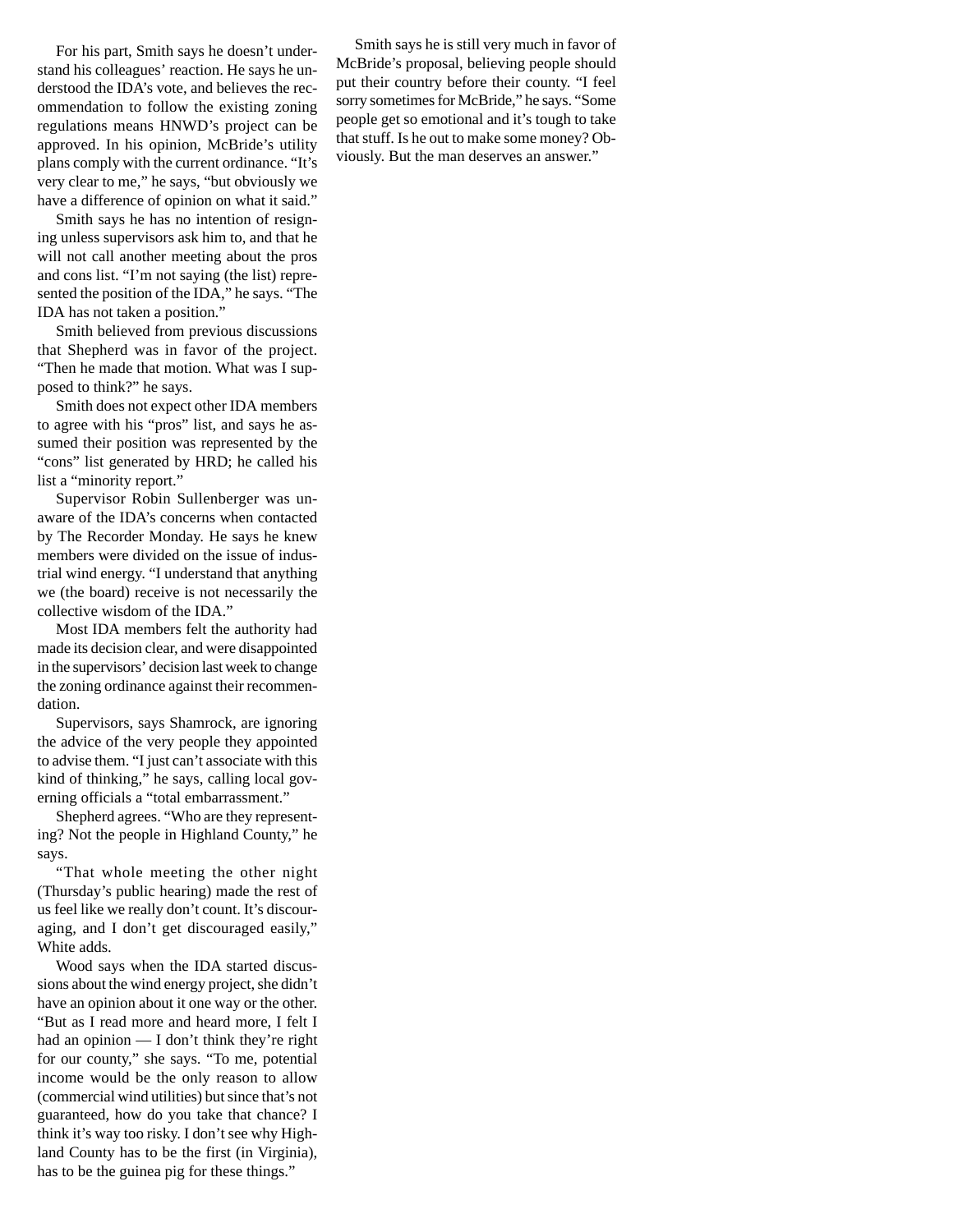For his part, Smith says he doesn't understand his colleagues' reaction. He says he understood the IDA's vote, and believes the recommendation to follow the existing zoning regulations means HNWD's project can be approved. In his opinion, McBride's utility plans comply with the current ordinance. "It's very clear to me," he says, "but obviously we have a difference of opinion on what it said."

Smith says he has no intention of resigning unless supervisors ask him to, and that he will not call another meeting about the pros and cons list. "I'm not saying (the list) represented the position of the IDA," he says. "The IDA has not taken a position."

Smith believed from previous discussions that Shepherd was in favor of the project. "Then he made that motion. What was I supposed to think?" he says.

Smith does not expect other IDA members to agree with his "pros" list, and says he assumed their position was represented by the "cons" list generated by HRD; he called his list a "minority report."

Supervisor Robin Sullenberger was unaware of the IDA's concerns when contacted by The Recorder Monday. He says he knew members were divided on the issue of industrial wind energy. "I understand that anything we (the board) receive is not necessarily the collective wisdom of the IDA."

Most IDA members felt the authority had made its decision clear, and were disappointed in the supervisors' decision last week to change the zoning ordinance against their recommendation.

Supervisors, says Shamrock, are ignoring the advice of the very people they appointed to advise them. "I just can't associate with this kind of thinking," he says, calling local governing officials a "total embarrassment."

Shepherd agrees. "Who are they representing? Not the people in Highland County," he says.

"That whole meeting the other night (Thursday's public hearing) made the rest of us feel like we really don't count. It's discouraging, and I don't get discouraged easily," White adds.

Wood says when the IDA started discussions about the wind energy project, she didn't have an opinion about it one way or the other. "But as I read more and heard more, I felt I had an opinion — I don't think they're right for our county," she says. "To me, potential income would be the only reason to allow (commercial wind utilities) but since that's not guaranteed, how do you take that chance? I think it's way too risky. I don't see why Highland County has to be the first (in Virginia), has to be the guinea pig for these things."

Smith says he is still very much in favor of McBride's proposal, believing people should put their country before their county. "I feel sorry sometimes for McBride," he says. "Some people get so emotional and it's tough to take that stuff. Is he out to make some money? Obviously. But the man deserves an answer."